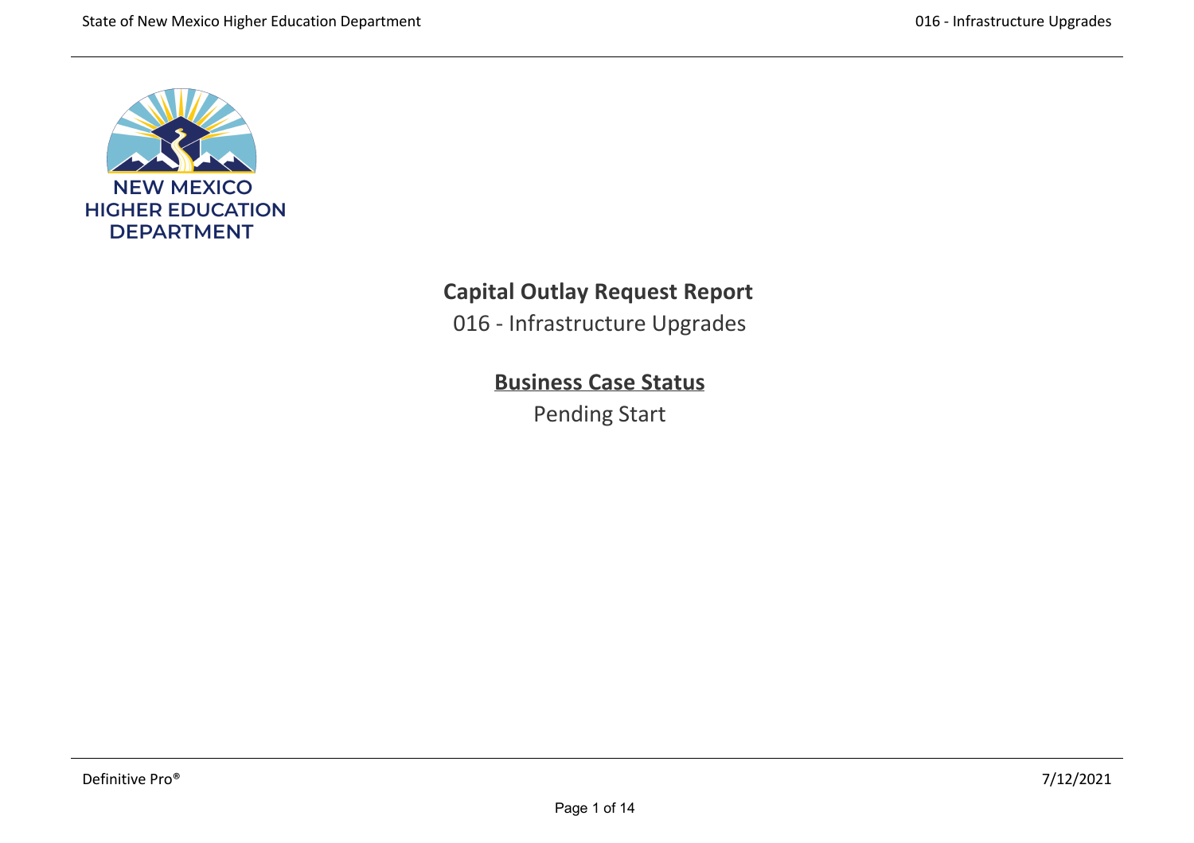NEW MEXICO
HIGHER EDUCATION
DEPARTMENT

# Capital Outlay Request Report

016 - Infrastructure Upgrades

## Business Case Status

Pending Start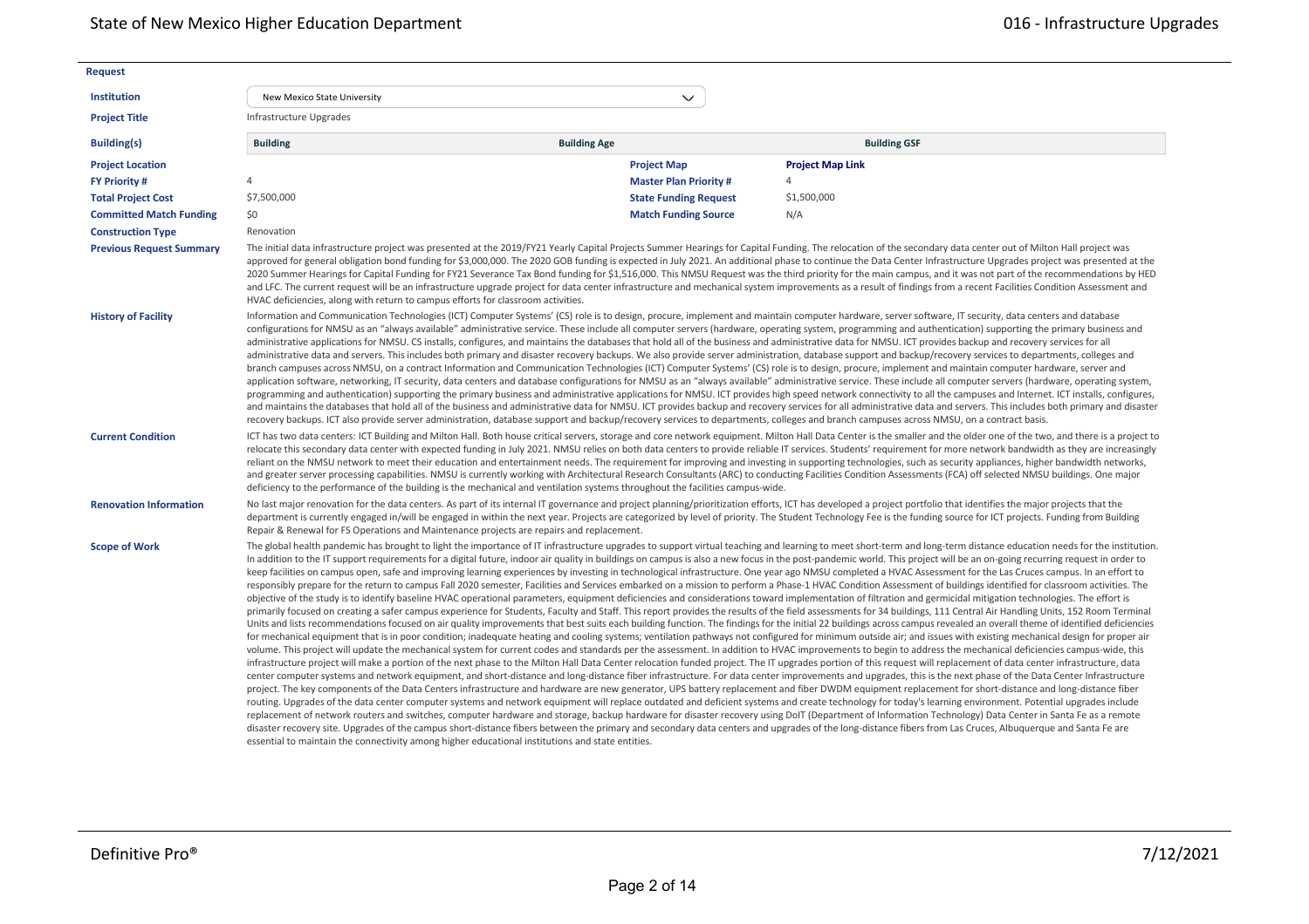**Request**

| | |
|---|---|
| **Institution** | New Mexico State University |
| **Project Title** | Infrastructure Upgrades |

| **Building(s)** | **Building** | **Building Age** | **Building GSF** |
|---|---|---|---|

| | | | |
|---|---|---|---|
| **Project Location** | | **Project Map** | **Project Map Link** |
| **FY Priority #** | 4 | **Master Plan Priority #** | 4 |
| **Total Project Cost** | $7,500,000 | **State Funding Request** | $1,500,000 |
| **Committed Match Funding** | $0 | **Match Funding Source** | N/A |
| **Construction Type** | Renovation | | |

**Previous Request Summary**

The initial data infrastructure project was presented at the 2019/FY21 Yearly Capital Projects Summer Hearings for Capital Funding. The relocation of the secondary data center out of Milton Hall project was approved for general obligation bond funding for $3,000,000. The 2020 GOB funding is expected in July 2021. An additional phase to continue the Data Center Infrastructure Upgrades project was presented at the 2020 Summer Hearings for Capital Funding for FY21 Severance Tax Bond funding for $1,516,000. This NMSU Request was the third priority for the main campus, and it was not part of the recommendations by HED and LFC. The current request will be an infrastructure upgrade project for data center infrastructure and mechanical system improvements as a result of findings from a recent Facilities Condition Assessment and HVAC deficiencies, along with return to campus efforts for classroom activities.

**History of Facility**

Information and Communication Technologies (ICT) Computer Systems' (CS) role is to design, procure, implement and maintain computer hardware, server software, IT security, data centers and database configurations for NMSU as an "always available" administrative service. These include all computer servers (hardware, operating system, programming and authentication) supporting the primary business and administrative applications for NMSU. CS installs, configures, and maintains the databases that hold all of the business and administrative data for NMSU. ICT provides backup and recovery services for all administrative data and servers. This includes both primary and disaster recovery backups. We also provide server administration, database support and backup/recovery services to departments, colleges and branch campuses across NMSU, on a contract Information and Communication Technologies (ICT) Computer Systems' (CS) role is to design, procure, implement and maintain computer hardware, server and application software, networking, IT security, data centers and database configurations for NMSU as an "always available" administrative service. These include all computer servers (hardware, operating system, programming and authentication) supporting the primary business and administrative applications for NMSU. ICT provides high speed network connectivity to all the campuses and Internet. ICT installs, configures, and maintains the databases that hold all of the business and administrative data for NMSU. ICT provides backup and recovery services for all administrative data and servers. This includes both primary and disaster recovery backups. ICT also provide server administration, database support and backup/recovery services to departments, colleges and branch campuses across NMSU, on a contract basis.

**Current Condition**

ICT has two data centers: ICT Building and Milton Hall. Both house critical servers, storage and core network equipment. Milton Hall Data Center is the smaller and the older one of the two, and there is a project to relocate this secondary data center with expected funding in July 2021. NMSU relies on both data centers to provide reliable IT services. Students' requirement for more network bandwidth as they are increasingly reliant on the NMSU network to meet their education and entertainment needs. The requirement for improving and investing in supporting technologies, such as security appliances, higher bandwidth networks, and greater server processing capabilities. NMSU is currently working with Architectural Research Consultants (ARC) to conducting Facilities Condition Assessments (FCA) off selected NMSU buildings. One major deficiency to the performance of the building is the mechanical and ventilation systems throughout the facilities campus-wide.

**Renovation Information**

No last major renovation for the data centers. As part of its internal IT governance and project planning/prioritization efforts, ICT has developed a project portfolio that identifies the major projects that the department is currently engaged in/will be engaged in within the next year. Projects are categorized by level of priority. The Student Technology Fee is the funding source for ICT projects. Funding from Building Repair & Renewal for FS Operations and Maintenance projects are repairs and replacement.

**Scope of Work**

The global health pandemic has brought to light the importance of IT infrastructure upgrades to support virtual teaching and learning to meet short-term and long-term distance education needs for the institution. In addition to the IT support requirements for a digital future, indoor air quality in buildings on campus is also a new focus in the post-pandemic world. This project will be an on-going recurring request in order to keep facilities on campus open, safe and improving learning experiences by investing in technological infrastructure. One year ago NMSU completed a HVAC Assessment for the Las Cruces campus. In an effort to responsibly prepare for the return to campus Fall 2020 semester, Facilities and Services embarked on a mission to perform a Phase-1 HVAC Condition Assessment of buildings identified for classroom activities. The objective of the study is to identify baseline HVAC operational parameters, equipment deficiencies and considerations toward implementation of filtration and germicidal mitigation technologies. The effort is primarily focused on creating a safer campus experience for Students, Faculty and Staff. This report provides the results of the field assessments for 34 buildings, 111 Central Air Handling Units, 152 Room Terminal Units and lists recommendations focused on air quality improvements that best suits each building function. The findings for the initial 22 buildings across campus revealed an overall theme of identified deficiencies for mechanical equipment that is in poor condition; inadequate heating and cooling systems; ventilation pathways not configured for minimum outside air; and issues with existing mechanical design for proper air volume. This project will update the mechanical system for current codes and standards per the assessment. In addition to HVAC improvements to begin to address the mechanical deficiencies campus-wide, this infrastructure project will make a portion of the next phase to the Milton Hall Data Center relocation funded project. The IT upgrades portion of this request will replacement of data center infrastructure, data center computer systems and network equipment, and short-distance and long-distance fiber infrastructure. For data center improvements and upgrades, this is the next phase of the Data Center Infrastructure project. The key components of the Data Centers infrastructure and hardware are new generator, UPS battery replacement and fiber DWDM equipment replacement for short-distance and long-distance fiber routing. Upgrades of the data center computer systems and network equipment will replace outdated and deficient systems and create technology for today's learning environment. Potential upgrades include replacement of network routers and switches, computer hardware and storage, backup hardware for disaster recovery using DoIT (Department of Information Technology) Data Center in Santa Fe as a remote disaster recovery site. Upgrades of the campus short-distance fibers between the primary and secondary data centers and upgrades of the long-distance fibers from Las Cruces, Albuquerque and Santa Fe are essential to maintain the connectivity among higher educational institutions and state entities.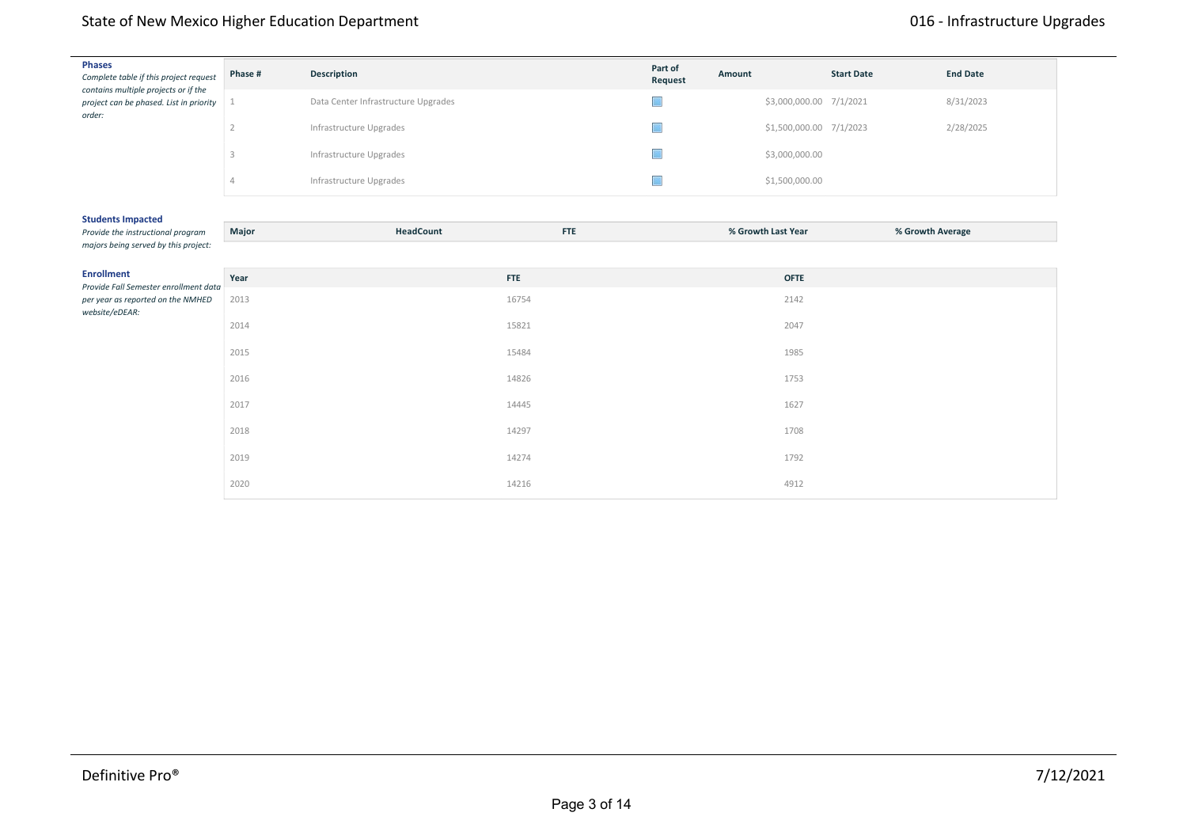**Phases**

*Complete table if this project request contains multiple projects or if the project can be phased. List in priority order:*

| Phase # | Description | Part of Request | Amount | Start Date | End Date |
|---|---|---|---|---|---|
| 1 | Data Center Infrastructure Upgrades | | $3,000,000.00 | 7/1/2021 | 8/31/2023 |
| 2 | Infrastructure Upgrades | | $1,500,000.00 | 7/1/2023 | 2/28/2025 |
| 3 | Infrastructure Upgrades | | $3,000,000.00 | | |
| 4 | Infrastructure Upgrades | | $1,500,000.00 | | |

**Students Impacted**

*Provide the instructional program majors being served by this project:*

| Major | HeadCount | FTE | % Growth Last Year | % Growth Average |
|---|---|---|---|---|

**Enrollment**

*Provide Fall Semester enrollment data per year as reported on the NMHED website/eDEAR:*

| Year | FTE | OFTE |
|---|---|---|
| 2013 | 16754 | 2142 |
| 2014 | 15821 | 2047 |
| 2015 | 15484 | 1985 |
| 2016 | 14826 | 1753 |
| 2017 | 14445 | 1627 |
| 2018 | 14297 | 1708 |
| 2019 | 14274 | 1792 |
| 2020 | 14216 | 4912 |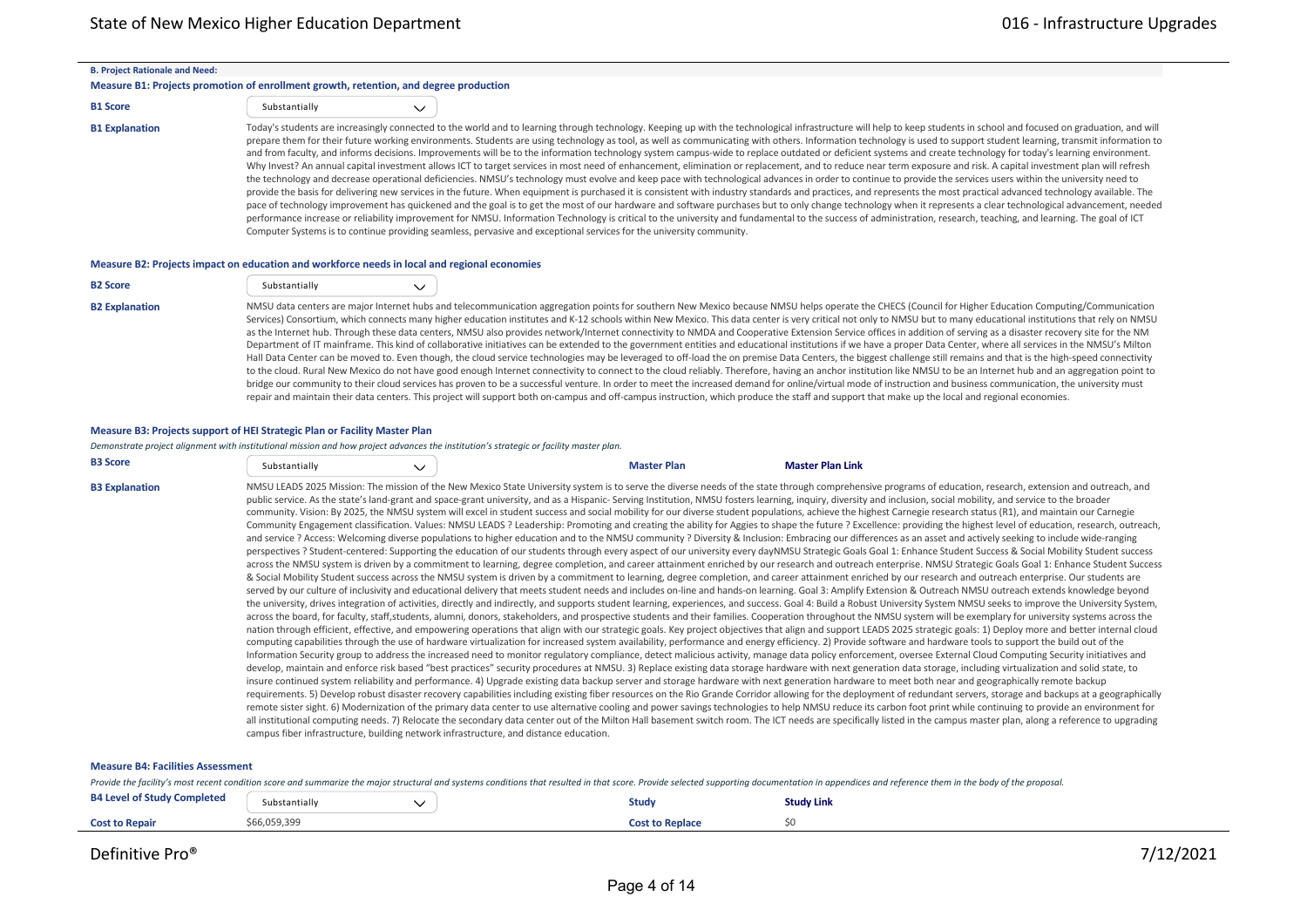## B. Project Rationale and Need:

### Measure B1: Projects promotion of enrollment growth, retention, and degree production

**B1 Score**

Substantially

**B1 Explanation**

Today's students are increasingly connected to the world and to learning through technology. Keeping up with the technological infrastructure will help to keep students in school and focused on graduation, and will prepare them for their future working environments. Students are using technology as tool, as well as communicating with others. Information technology is used to support student learning, transmit information to and from faculty, and informs decisions. Improvements will be to the information technology system campus-wide to replace outdated or deficient systems and create technology for today's learning environment. Why Invest? An annual capital investment allows ICT to target services in most need of enhancement, elimination or replacement, and to reduce near term exposure and risk. A capital investment plan will refresh the technology and decrease operational deficiencies. NMSU's technology must evolve and keep pace with technological advances in order to continue to provide the services users within the university need to provide the basis for delivering new services in the future. When equipment is purchased it is consistent with industry standards and practices, and represents the most practical advanced technology available. The pace of technology improvement has quickened and the goal is to get the most of our hardware and software purchases but to only change technology when it represents a clear technological advancement, needed performance increase or reliability improvement for NMSU. Information Technology is critical to the university and fundamental to the success of administration, research, teaching, and learning. The goal of ICT Computer Systems is to continue providing seamless, pervasive and exceptional services for the university community.

### Measure B2: Projects impact on education and workforce needs in local and regional economies

**B2 Score**

Substantially

**B2 Explanation**

NMSU data centers are major Internet hubs and telecommunication aggregation points for southern New Mexico because NMSU helps operate the CHECS (Council for Higher Education Computing/Communication Services) Consortium, which connects many higher education institutes and K-12 schools within New Mexico. This data center is very critical not only to NMSU but to many educational institutions that rely on NMSU as the Internet hub. Through these data centers, NMSU also provides network/Internet connectivity to NMDA and Cooperative Extension Service offices in addition of serving as a disaster recovery site for the NM Department of IT mainframe. This kind of collaborative initiatives can be extended to the government entities and educational institutions if we have a proper Data Center, where all services in the NMSU's Milton Hall Data Center can be moved to. Even though, the cloud service technologies may be leveraged to off-load the on premise Data Centers, the biggest challenge still remains and that is the high-speed connectivity to the cloud. Rural New Mexico do not have good enough Internet connectivity to connect to the cloud reliably. Therefore, having an anchor institution like NMSU to be an Internet hub and an aggregation point to bridge our community to their cloud services has proven to be a successful venture. In order to meet the increased demand for online/virtual mode of instruction and business communication, the university must repair and maintain their data centers. This project will support both on-campus and off-campus instruction, which produce the staff and support that make up the local and regional economies.

### Measure B3: Projects support of HEI Strategic Plan or Facility Master Plan

*Demonstrate project alignment with institutional mission and how project advances the institution's strategic or facility master plan.*

**B3 Score**

Substantially

**Master Plan** | **Master Plan Link**

**B3 Explanation**

NMSU LEADS 2025 Mission: The mission of the New Mexico State University system is to serve the diverse needs of the state through comprehensive programs of education, research, extension and outreach, and public service. As the state's land-grant and space-grant university, and as a Hispanic- Serving Institution, NMSU fosters learning, inquiry, diversity and inclusion, social mobility, and service to the broader community. Vision: By 2025, the NMSU system will excel in student success and social mobility for our diverse student populations, achieve the highest Carnegie research status (R1), and maintain our Carnegie Community Engagement classification. Values: NMSU LEADS ? Leadership: Promoting and creating the ability for Aggies to shape the future ? Excellence: providing the highest level of education, research, outreach, and service ? Access: Welcoming diverse populations to higher education and to the NMSU community ? Diversity & Inclusion: Embracing our differences as an asset and actively seeking to include wide-ranging perspectives ? Student-centered: Supporting the education of our students through every aspect of our university every dayNMSU Strategic Goals Goal 1: Enhance Student Success & Social Mobility Student success across the NMSU system is driven by a commitment to learning, degree completion, and career attainment enriched by our research and outreach enterprise. NMSU Strategic Goals Goal 1: Enhance Student Success & Social Mobility Student success across the NMSU system is driven by a commitment to learning, degree completion, and career attainment enriched by our research and outreach enterprise. Our students are served by our culture of inclusivity and educational delivery that meets student needs and includes on-line and hands-on learning. Goal 3: Amplify Extension & Outreach NMSU outreach extends knowledge beyond the university, drives integration of activities, directly and indirectly, and supports student learning, experiences, and success. Goal 4: Build a Robust University System NMSU seeks to improve the University System, across the board, for faculty, staff,students, alumni, donors, stakeholders, and prospective students and their families. Cooperation throughout the NMSU system will be exemplary for university systems across the nation through efficient, effective, and empowering operations that align with our strategic goals. Key project objectives that align and support LEADS 2025 strategic goals: 1) Deploy more and better internal cloud computing capabilities through the use of hardware virtualization for increased system availability, performance and energy efficiency. 2) Provide software and hardware tools to support the build out of the Information Security group to address the increased need to monitor regulatory compliance, detect malicious activity, manage data policy enforcement, oversee External Cloud Computing Security initiatives and develop, maintain and enforce risk based "best practices" security procedures at NMSU. 3) Replace existing data storage hardware with next generation data storage, including virtualization and solid state, to insure continued system reliability and performance. 4) Upgrade existing data backup server and storage hardware with next generation hardware to meet both near and geographically remote backup requirements. 5) Develop robust disaster recovery capabilities including existing fiber resources on the Rio Grande Corridor allowing for the deployment of redundant servers, storage and backups at a geographically remote sister sight. 6) Modernization of the primary data center to use alternative cooling and power savings technologies to help NMSU reduce its carbon foot print while continuing to provide an environment for all institutional computing needs. 7) Relocate the secondary data center out of the Milton Hall basement switch room. The ICT needs are specifically listed in the campus master plan, along a reference to upgrading campus fiber infrastructure, building network infrastructure, and distance education.

### Measure B4: Facilities Assessment

*Provide the facility's most recent condition score and summarize the major structural and systems conditions that resulted in that score. Provide selected supporting documentation in appendices and reference them in the body of the proposal.*

| **B4 Level of Study Completed** | Substantially | **Study** | **Study Link** |
|---|---|---|---|
| **Cost to Repair** | $66,059,399 | **Cost to Replace** | $0 |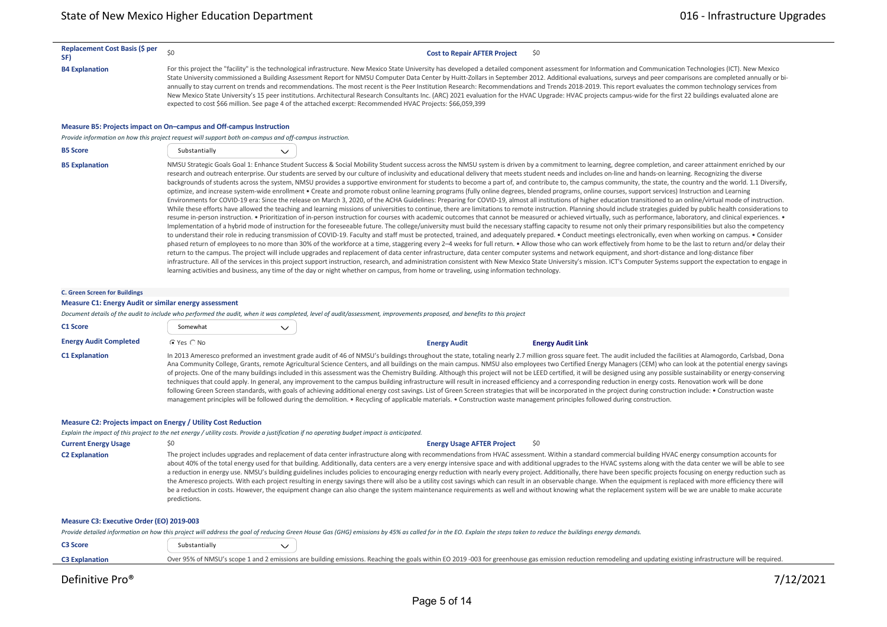**Replacement Cost Basis ($ per SF)** $0 **Cost to Repair AFTER Project** $0

**B4 Explanation**

For this project the "facility" is the technological infrastructure. New Mexico State University has developed a detailed component assessment for Information and Communication Technologies (ICT). New Mexico State University commissioned a Building Assessment Report for NMSU Computer Data Center by Huitt-Zollars in September 2012. Additional evaluations, surveys and peer comparisons are completed annually or bi-annually to stay current on trends and recommendations. The most recent is the Peer Institution Research: Recommendations and Trends 2018-2019. This report evaluates the common technology services from New Mexico State University's 15 peer institutions. Architectural Research Consultants Inc. (ARC) 2021 evaluation for the HVAC Upgrade: HVAC projects campus-wide for the first 22 buildings evaluated alone are expected to cost $66 million. See page 4 of the attached excerpt: Recommended HVAC Projects: $66,059,399

**Measure B5: Projects impact on On–campus and Off-campus Instruction**

*Provide information on how this project request will support both on-campus and off-campus instruction.*

**B5 Score** Substantially

**B5 Explanation**

NMSU Strategic Goals Goal 1: Enhance Student Success & Social Mobility Student success across the NMSU system is driven by a commitment to learning, degree completion, and career attainment enriched by our research and outreach enterprise. Our students are served by our culture of inclusivity and educational delivery that meets student needs and includes on-line and hands-on learning. Recognizing the diverse backgrounds of students across the system, NMSU provides a supportive environment for students to become a part of, and contribute to, the campus community, the state, the country and the world. 1.1 Diversify, optimize, and increase system-wide enrollment • Create and promote robust online learning programs (fully online degrees, blended programs, online courses, support services) Instruction and Learning Environments for COVID-19 era: Since the release on March 3, 2020, of the ACHA Guidelines: Preparing for COVID-19, almost all institutions of higher education transitioned to an online/virtual mode of instruction. While these efforts have allowed the teaching and learning missions of universities to continue, there are limitations to remote instruction. Planning should include strategies guided by public health considerations to resume in-person instruction. • Prioritization of in-person instruction for courses with academic outcomes that cannot be measured or achieved virtually, such as performance, laboratory, and clinical experiences. • Implementation of a hybrid mode of instruction for the foreseeable future. The college/university must build the necessary staffing capacity to resume not only their primary responsibilities but also the competency to understand their role in reducing transmission of COVID-19. Faculty and staff must be protected, trained, and adequately prepared. • Conduct meetings electronically, even when working on campus. • Consider phased return of employees to no more than 30% of the workforce at a time, staggering every 2–4 weeks for full return. • Allow those who can work effectively from home to be the last to return and/or delay their return to the campus. The project will include upgrades and replacement of data center infrastructure, data center computer systems and network equipment, and short-distance and long-distance fiber infrastructure. All of the services in this project support instruction, research, and administration consistent with New Mexico State University's mission. ICT's Computer Systems support the expectation to engage in learning activities and business, any time of the day or night whether on campus, from home or traveling, using information technology.

## C. Green Screen for Buildings

**Measure C1: Energy Audit or similar energy assessment**

*Document details of the audit to include who performed the audit, when it was completed, level of audit/assessment, improvements proposed, and benefits to this project*

**C1 Score** Somewhat

**Energy Audit Completed** ◉ Yes ○ No **Energy Audit** **Energy Audit Link**

**C1 Explanation**

In 2013 Ameresco preformed an investment grade audit of 46 of NMSU's buildings throughout the state, totaling nearly 2.7 million gross square feet. The audit included the facilities at Alamogordo, Carlsbad, Dona Ana Community College, Grants, remote Agricultural Science Centers, and all buildings on the main campus. NMSU also employees two Certified Energy Managers (CEM) who can look at the potential energy savings of projects. One of the many buildings included in this assessment was the Chemistry Building. Although this project will not be LEED certified, it will be designed using any possible sustainability or energy-conserving techniques that could apply. In general, any improvement to the campus building infrastructure will result in increased efficiency and a corresponding reduction in energy costs. Renovation work will be done following Green Screen standards, with goals of achieving additional energy cost savings. List of Green Screen strategies that will be incorporated in the project during construction include: • Construction waste management principles will be followed during the demolition. • Recycling of applicable materials. • Construction waste management principles followed during construction.

**Measure C2: Projects impact on Energy / Utility Cost Reduction**

*Explain the impact of this project to the net energy / utility costs. Provide a justification if no operating budget impact is anticipated.*

**Current Energy Usage** $0 **Energy Usage AFTER Project** $0

**C2 Explanation**

The project includes upgrades and replacement of data center infrastructure along with recommendations from HVAC assessment. Within a standard commercial building HVAC energy consumption accounts for about 40% of the total energy used for that building. Additionally, data centers are a very energy intensive space and with additional upgrades to the HVAC systems along with the data center we will be able to see a reduction in energy use. NMSU's building guidelines includes policies to encouraging energy reduction with nearly every project. Additionally, there have been specific projects focusing on energy reduction such as the Ameresco projects. With each project resulting in energy savings there will also be a utility cost savings which can result in an observable change. When the equipment is replaced with more efficiency there will be a reduction in costs. However, the equipment change can also change the system maintenance requirements as well and without knowing what the replacement system will be we are unable to make accurate predictions.

**Measure C3: Executive Order (EO) 2019-003**

*Provide detailed information on how this project will address the goal of reducing Green House Gas (GHG) emissions by 45% as called for in the EO. Explain the steps taken to reduce the buildings energy demands.*

**C3 Score** Substantially

**C3 Explanation**

Over 95% of NMSU's scope 1 and 2 emissions are building emissions. Reaching the goals within EO 2019 -003 for greenhouse gas emission reduction remodeling and updating existing infrastructure will be required.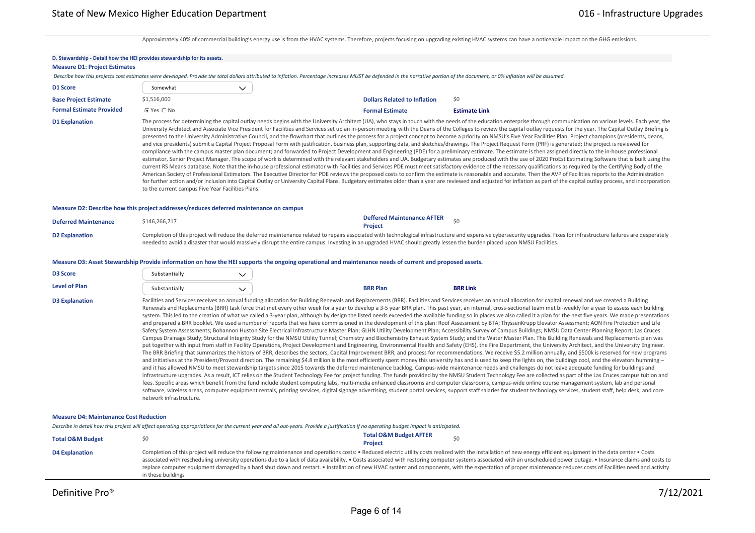Approximately 40% of commercial building's energy use is from the HVAC systems. Therefore, projects focusing on upgrading existing HVAC systems can have a noticeable impact on the GHG emissions.

## D. Stewardship - Detail how the HEI provides stewardship for its assets.

### Measure D1: Project Estimates

*Describe how this projects cost estimates were developed. Provide the total dollars attributed to inflation. Percentage increases MUST be defended in the narrative portion of the document, or 0% inflation will be assumed.*

| | | | |
|---|---|---|---|
| **D1 Score** | Somewhat | | |
| **Base Project Estimate** | $1,516,000 | **Dollars Related to Inflation** | $0 |
| **Formal Estimate Provided** | ● Yes ○ No | **Formal Estimate** | **Estimate Link** |

**D1 Explanation**

The process for determining the capital outlay needs begins with the University Architect (UA), who stays in touch with the needs of the education enterprise through communication on various levels. Each year, the University Architect and Associate Vice President for Facilities and Services set up an in-person meeting with the Deans of the Colleges to review the capital outlay requests for the year. The Capital Outlay Briefing is presented to the University Administrative Council, and the flowchart that outlines the process for a project concept to become a priority on NMSU's Five Year Facilities Plan. Project champions (presidents, deans, and vice presidents) submit a Capital Project Proposal Form with justification, business plan, supporting data, and sketches/drawings. The Project Request Form (PRF) is generated; the project is reviewed for compliance with the campus master plan document; and forwarded to Project Development and Engineering (PDE) for a preliminary estimate. The estimate is then assigned directly to the in-house professional estimator, Senior Project Manager. The scope of work is determined with the relevant stakeholders and UA. Budgetary estimates are produced with the use of 2020 ProEst Estimating Software that is built using the current RS Means database. Note that the in-house professional estimator with Facilities and Services PDE must meet satisfactory evidence of the necessary qualifications as required by the Certifying Body of the American Society of Professional Estimators. The Executive Director for PDE reviews the proposed costs to confirm the estimate is reasonable and accurate. Then the AVP of Facilities reports to the Administration for further action and/or inclusion into Capital Outlay or University Capital Plans. Budgetary estimates older than a year are reviewed and adjusted for inflation as part of the capital outlay process, and incorporation to the current campus Five Year Facilities Plans.

### Measure D2: Describe how this project addresses/reduces deferred maintenance on campus

| | | | |
|---|---|---|---|
| **Deferred Maintenance** | $146,266,717 | **Deffered Maintenance AFTER Project** | $0 |

**D2 Explanation**

Completion of this project will reduce the deferred maintenance related to repairs associated with technological infrastructure and expensive cybersecurity upgrades. Fixes for infrastructure failures are desperately needed to avoid a disaster that would massively disrupt the entire campus. Investing in an upgraded HVAC should greatly lessen the burden placed upon NMSU Facilities.

### Measure D3: Asset Stewardship Provide information on how the HEI supports the ongoing operational and maintenance needs of current and proposed assets.

| | | | |
|---|---|---|---|
| **D3 Score** | Substantially | | |
| **Level of Plan** | Substantially | **BRR Plan** | **BRR Link** |

**D3 Explanation**

Facilities and Services receives an annual funding allocation for Building Renewals and Replacements (BRR). Facilities and Services receives an annual allocation for capital renewal and we created a Building Renewals and Replacements (BRR) task force that met every other week for a year to develop a 3-5 year BRR plan. This past year, an internal, cross-sectional team met bi-weekly for a year to assess each building system. This led to the creation of what we called a 3-year plan, although by design the listed needs exceeded the available funding so in places we also called it a plan for the next five years. We made presentations and prepared a BRR booklet. We used a number of reports that we have commissioned in the development of this plan: Roof Assessment by BTA; ThyssenKrupp Elevator Assessment; AON Fire Protection and Life Safety System Assessments; Bohannon Huston Site Electrical Infrastructure Master Plan; GLHN Utility Development Plan; Accessibility Survey of Campus Buildings; NMSU Data Center Planning Report; Las Cruces Campus Drainage Study; Structural Integrity Study for the NMSU Utility Tunnel; Chemistry and Biochemistry Exhaust System Study; and the Water Master Plan. This Building Renewals and Replacements plan was put together with input from staff in Facility Operations, Project Development and Engineering, Environmental Health and Safety (EHS), the Fire Department, the University Architect, and the University Engineer. The BRR Briefing that summarizes the history of BRR, describes the sectors, Capital Improvement BRR, and process for recommendations. We receive $5.2 million annually, and $500k is reserved for new programs and initiatives at the President/Provost direction. The remaining $4.8 million is the most efficiently spent money this university has and is used to keep the lights on, the buildings cool, and the elevators humming – and it has allowed NMSU to meet stewardship targets since 2015 towards the deferred maintenance backlog. Campus-wide maintenance needs and challenges do not leave adequate funding for buildings and infrastructure upgrades. As a result, ICT relies on the Student Technology Fee for project funding. The funds provided by the NMSU Student Technology Fee are collected as part of the Las Cruces campus tuition and fees. Specific areas which benefit from the fund include student computing labs, multi-media enhanced classrooms and computer classrooms, campus-wide online course management system, lab and personal software, wireless areas, computer equipment rentals, printing services, digital signage advertising, student portal services, support staff salaries for student technology services, student staff, help desk, and core network infrastructure.

### Measure D4: Maintenance Cost Reduction

*Describe in detail how this project will affect operating appropriations for the current year and all out-years. Provide a justification if no operating budget impact is anticipated.*

| | | | |
|---|---|---|---|
| **Total O&M Budget** | $0 | **Total O&M Budget AFTER Project** | $0 |

**D4 Explanation**

Completion of this project will reduce the following maintenance and operations costs: • Reduced electric utility costs realized with the installation of new energy efficient equipment in the data center • Costs associated with rescheduling university operations due to a lack of data availability. • Costs associated with restoring computer systems associated with an unscheduled power outage. • Insurance claims and costs to replace computer equipment damaged by a hard shut down and restart. • Installation of new HVAC system and components, with the expectation of proper maintenance reduces costs of Facilities need and activity in these buildings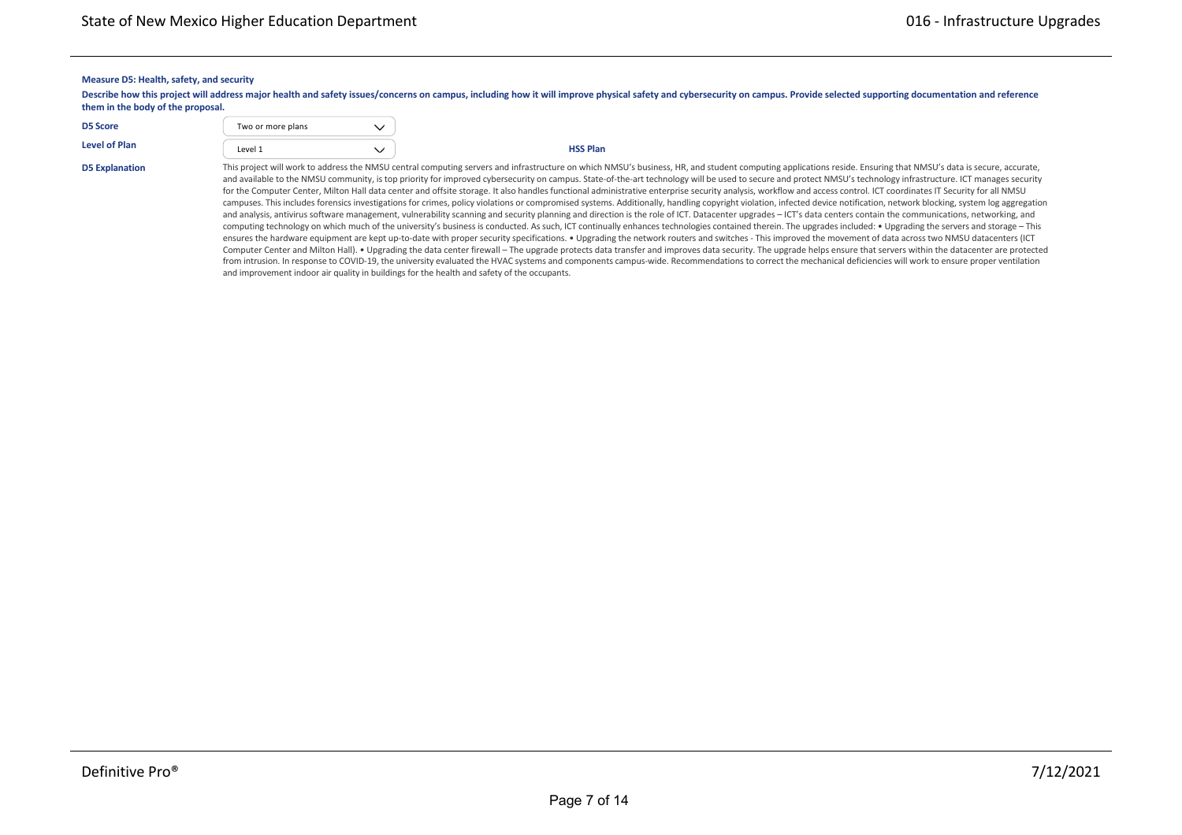**Measure D5: Health, safety, and security**

**Describe how this project will address major health and safety issues/concerns on campus, including how it will improve physical safety and cybersecurity on campus. Provide selected supporting documentation and reference them in the body of the proposal.**

**D5 Score** Two or more plans

**Level of Plan** Level 1

**HSS Plan**

**D5 Explanation**

This project will work to address the NMSU central computing servers and infrastructure on which NMSU's business, HR, and student computing applications reside. Ensuring that NMSU's data is secure, accurate, and available to the NMSU community, is top priority for improved cybersecurity on campus. State-of-the-art technology will be used to secure and protect NMSU's technology infrastructure. ICT manages security for the Computer Center, Milton Hall data center and offsite storage. It also handles functional administrative enterprise security analysis, workflow and access control. ICT coordinates IT Security for all NMSU campuses. This includes forensics investigations for crimes, policy violations or compromised systems. Additionally, handling copyright violation, infected device notification, network blocking, system log aggregation and analysis, antivirus software management, vulnerability scanning and security planning and direction is the role of ICT. Datacenter upgrades – ICT's data centers contain the communications, networking, and computing technology on which much of the university's business is conducted. As such, ICT continually enhances technologies contained therein. The upgrades included: • Upgrading the servers and storage – This ensures the hardware equipment are kept up-to-date with proper security specifications. • Upgrading the network routers and switches - This improved the movement of data across two NMSU datacenters (ICT Computer Center and Milton Hall). • Upgrading the data center firewall – The upgrade protects data transfer and improves data security. The upgrade helps ensure that servers within the datacenter are protected from intrusion. In response to COVID-19, the university evaluated the HVAC systems and components campus-wide. Recommendations to correct the mechanical deficiencies will work to ensure proper ventilation and improvement indoor air quality in buildings for the health and safety of the occupants.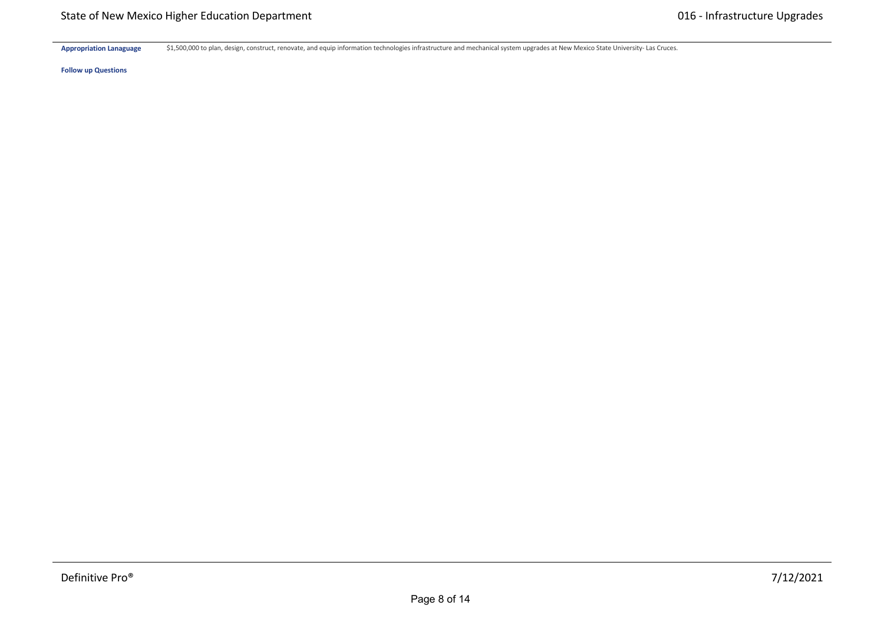**Appropriation Lanaguage** $1,500,000 to plan, design, construct, renovate, and equip information technologies infrastructure and mechanical system upgrades at New Mexico State University- Las Cruces.

**Follow up Questions**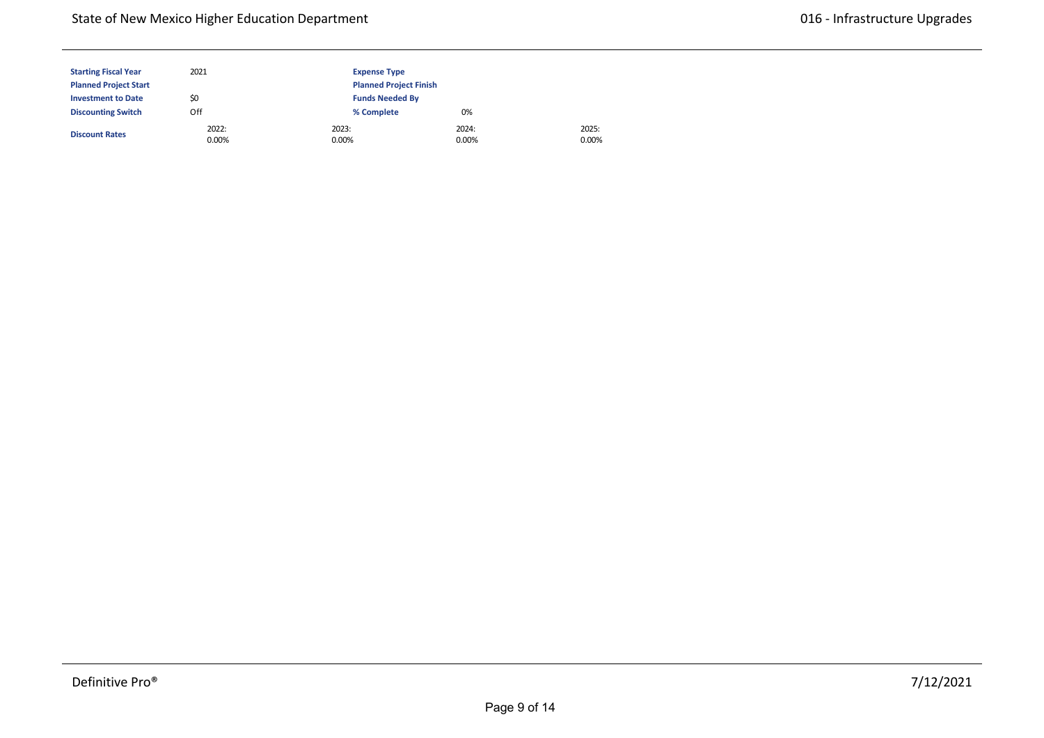| | | | | |
|---|---|---|---|---|
| **Starting Fiscal Year** | 2021 | **Expense Type** | | |
| **Planned Project Start** | | **Planned Project Finish** | | |
| **Investment to Date** | $0 | **Funds Needed By** | | |
| **Discounting Switch** | Off | **% Complete** | 0% | |
| **Discount Rates** | 2022: 0.00% | 2023: 0.00% | 2024: 0.00% | 2025: 0.00% |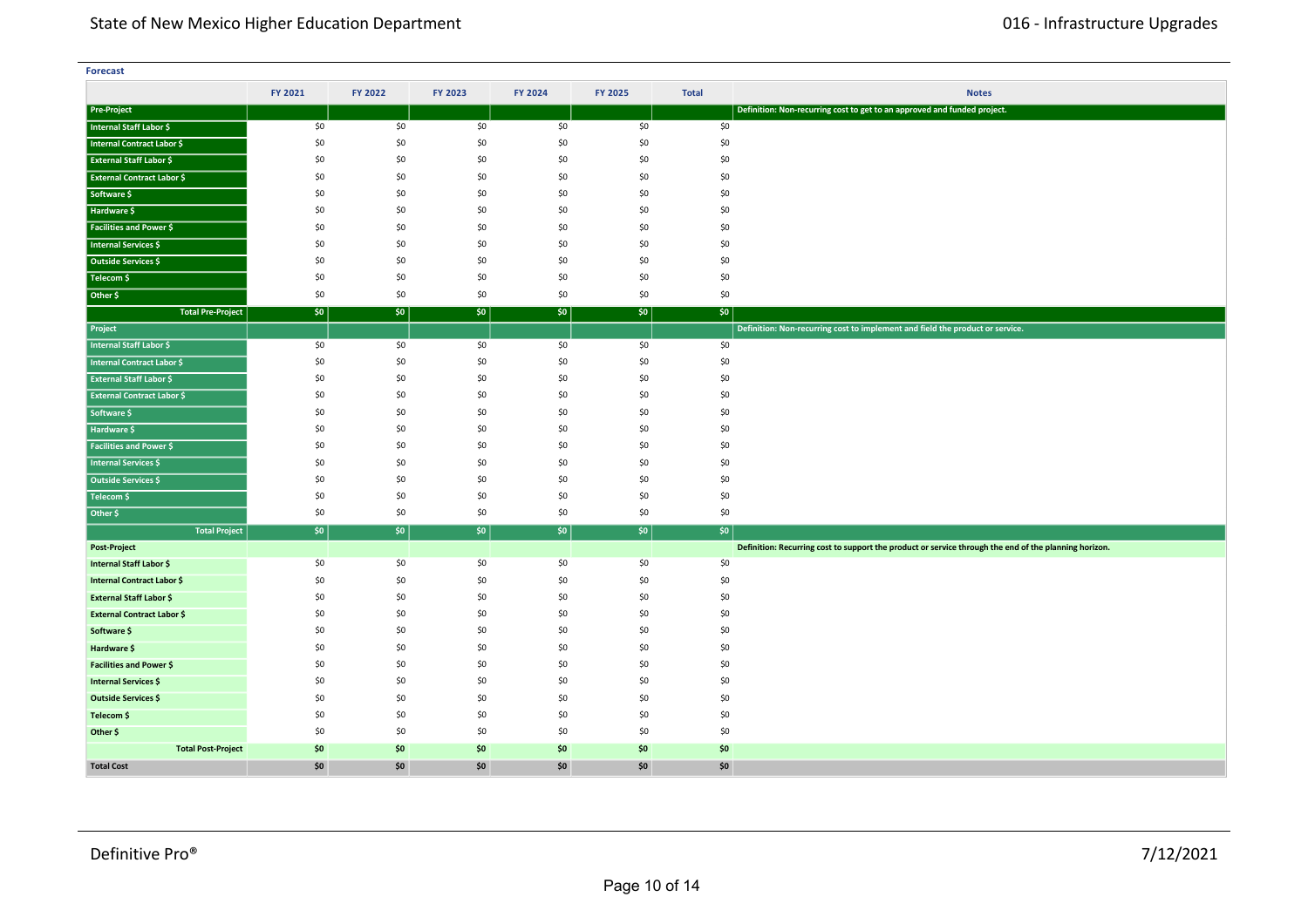**Forecast**

| | FY 2021 | FY 2022 | FY 2023 | FY 2024 | FY 2025 | Total | Notes |
|---|---|---|---|---|---|---|---|
| **Pre-Project** | | | | | | | **Definition: Non-recurring cost to get to an approved and funded project.** |
| Internal Staff Labor $ | $0 | $0 | $0 | $0 | $0 | $0 | |
| Internal Contract Labor $ | $0 | $0 | $0 | $0 | $0 | $0 | |
| External Staff Labor $ | $0 | $0 | $0 | $0 | $0 | $0 | |
| External Contract Labor $ | $0 | $0 | $0 | $0 | $0 | $0 | |
| Software $ | $0 | $0 | $0 | $0 | $0 | $0 | |
| Hardware $ | $0 | $0 | $0 | $0 | $0 | $0 | |
| Facilities and Power $ | $0 | $0 | $0 | $0 | $0 | $0 | |
| Internal Services $ | $0 | $0 | $0 | $0 | $0 | $0 | |
| Outside Services $ | $0 | $0 | $0 | $0 | $0 | $0 | |
| Telecom $ | $0 | $0 | $0 | $0 | $0 | $0 | |
| Other $ | $0 | $0 | $0 | $0 | $0 | $0 | |
| **Total Pre-Project** | **$0** | **$0** | **$0** | **$0** | **$0** | **$0** | |
| **Project** | | | | | | | **Definition: Non-recurring cost to implement and field the product or service.** |
| Internal Staff Labor $ | $0 | $0 | $0 | $0 | $0 | $0 | |
| Internal Contract Labor $ | $0 | $0 | $0 | $0 | $0 | $0 | |
| External Staff Labor $ | $0 | $0 | $0 | $0 | $0 | $0 | |
| External Contract Labor $ | $0 | $0 | $0 | $0 | $0 | $0 | |
| Software $ | $0 | $0 | $0 | $0 | $0 | $0 | |
| Hardware $ | $0 | $0 | $0 | $0 | $0 | $0 | |
| Facilities and Power $ | $0 | $0 | $0 | $0 | $0 | $0 | |
| Internal Services $ | $0 | $0 | $0 | $0 | $0 | $0 | |
| Outside Services $ | $0 | $0 | $0 | $0 | $0 | $0 | |
| Telecom $ | $0 | $0 | $0 | $0 | $0 | $0 | |
| Other $ | $0 | $0 | $0 | $0 | $0 | $0 | |
| **Total Project** | **$0** | **$0** | **$0** | **$0** | **$0** | **$0** | |
| **Post-Project** | | | | | | | **Definition: Recurring cost to support the product or service through the end of the planning horizon.** |
| Internal Staff Labor $ | $0 | $0 | $0 | $0 | $0 | $0 | |
| Internal Contract Labor $ | $0 | $0 | $0 | $0 | $0 | $0 | |
| External Staff Labor $ | $0 | $0 | $0 | $0 | $0 | $0 | |
| External Contract Labor $ | $0 | $0 | $0 | $0 | $0 | $0 | |
| Software $ | $0 | $0 | $0 | $0 | $0 | $0 | |
| Hardware $ | $0 | $0 | $0 | $0 | $0 | $0 | |
| Facilities and Power $ | $0 | $0 | $0 | $0 | $0 | $0 | |
| Internal Services $ | $0 | $0 | $0 | $0 | $0 | $0 | |
| Outside Services $ | $0 | $0 | $0 | $0 | $0 | $0 | |
| Telecom $ | $0 | $0 | $0 | $0 | $0 | $0 | |
| Other $ | $0 | $0 | $0 | $0 | $0 | $0 | |
| **Total Post-Project** | **$0** | **$0** | **$0** | **$0** | **$0** | **$0** | |
| **Total Cost** | **$0** | **$0** | **$0** | **$0** | **$0** | **$0** | |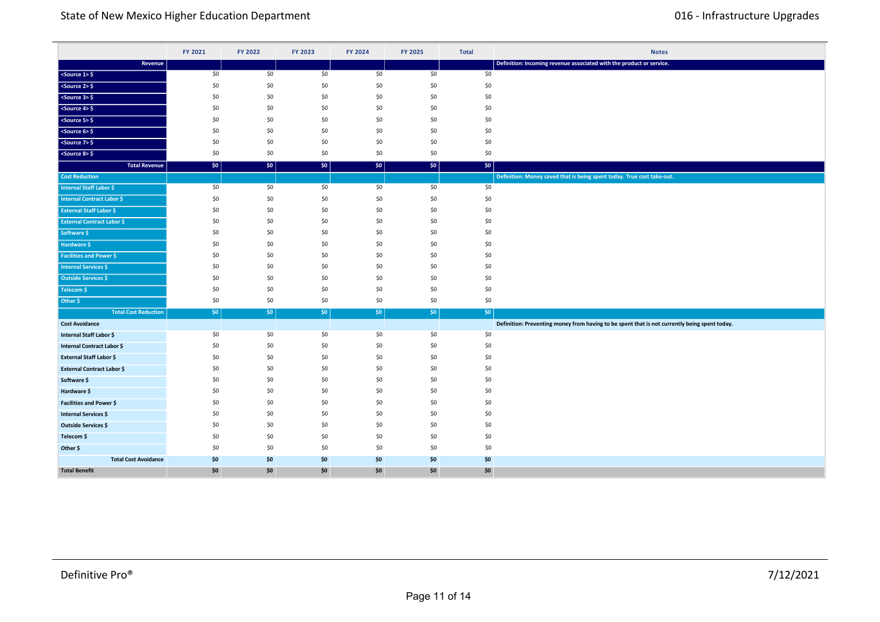| | FY 2021 | FY 2022 | FY 2023 | FY 2024 | FY 2025 | Total | Notes |
|---|---|---|---|---|---|---|---|
| **Revenue** | | | | | | | **Definition: Incoming revenue associated with the product or service.** |
| <Source 1> $ | $0 | $0 | $0 | $0 | $0 | $0 | |
| <Source 2> $ | $0 | $0 | $0 | $0 | $0 | $0 | |
| <Source 3> $ | $0 | $0 | $0 | $0 | $0 | $0 | |
| <Source 4> $ | $0 | $0 | $0 | $0 | $0 | $0 | |
| <Source 5> $ | $0 | $0 | $0 | $0 | $0 | $0 | |
| <Source 6> $ | $0 | $0 | $0 | $0 | $0 | $0 | |
| <Source 7> $ | $0 | $0 | $0 | $0 | $0 | $0 | |
| <Source 8> $ | $0 | $0 | $0 | $0 | $0 | $0 | |
| **Total Revenue** | **$0** | **$0** | **$0** | **$0** | **$0** | **$0** | |
| **Cost Reduction** | | | | | | | **Definition: Money saved that is being spent today. True cost take-out.** |
| Internal Staff Labor $ | $0 | $0 | $0 | $0 | $0 | $0 | |
| Internal Contract Labor $ | $0 | $0 | $0 | $0 | $0 | $0 | |
| External Staff Labor $ | $0 | $0 | $0 | $0 | $0 | $0 | |
| External Contract Labor $ | $0 | $0 | $0 | $0 | $0 | $0 | |
| Software $ | $0 | $0 | $0 | $0 | $0 | $0 | |
| Hardware $ | $0 | $0 | $0 | $0 | $0 | $0 | |
| Facilities and Power $ | $0 | $0 | $0 | $0 | $0 | $0 | |
| Internal Services $ | $0 | $0 | $0 | $0 | $0 | $0 | |
| Outside Services $ | $0 | $0 | $0 | $0 | $0 | $0 | |
| Telecom $ | $0 | $0 | $0 | $0 | $0 | $0 | |
| Other $ | $0 | $0 | $0 | $0 | $0 | $0 | |
| **Total Cost Reduction** | **$0** | **$0** | **$0** | **$0** | **$0** | **$0** | |
| **Cost Avoidance** | | | | | | | **Definition: Preventing money from having to be spent that is not currently being spent today.** |
| Internal Staff Labor $ | $0 | $0 | $0 | $0 | $0 | $0 | |
| Internal Contract Labor $ | $0 | $0 | $0 | $0 | $0 | $0 | |
| External Staff Labor $ | $0 | $0 | $0 | $0 | $0 | $0 | |
| External Contract Labor $ | $0 | $0 | $0 | $0 | $0 | $0 | |
| Software $ | $0 | $0 | $0 | $0 | $0 | $0 | |
| Hardware $ | $0 | $0 | $0 | $0 | $0 | $0 | |
| Facilities and Power $ | $0 | $0 | $0 | $0 | $0 | $0 | |
| Internal Services $ | $0 | $0 | $0 | $0 | $0 | $0 | |
| Outside Services $ | $0 | $0 | $0 | $0 | $0 | $0 | |
| Telecom $ | $0 | $0 | $0 | $0 | $0 | $0 | |
| Other $ | $0 | $0 | $0 | $0 | $0 | $0 | |
| **Total Cost Avoidance** | **$0** | **$0** | **$0** | **$0** | **$0** | **$0** | |
| **Total Benefit** | **$0** | **$0** | **$0** | **$0** | **$0** | **$0** | |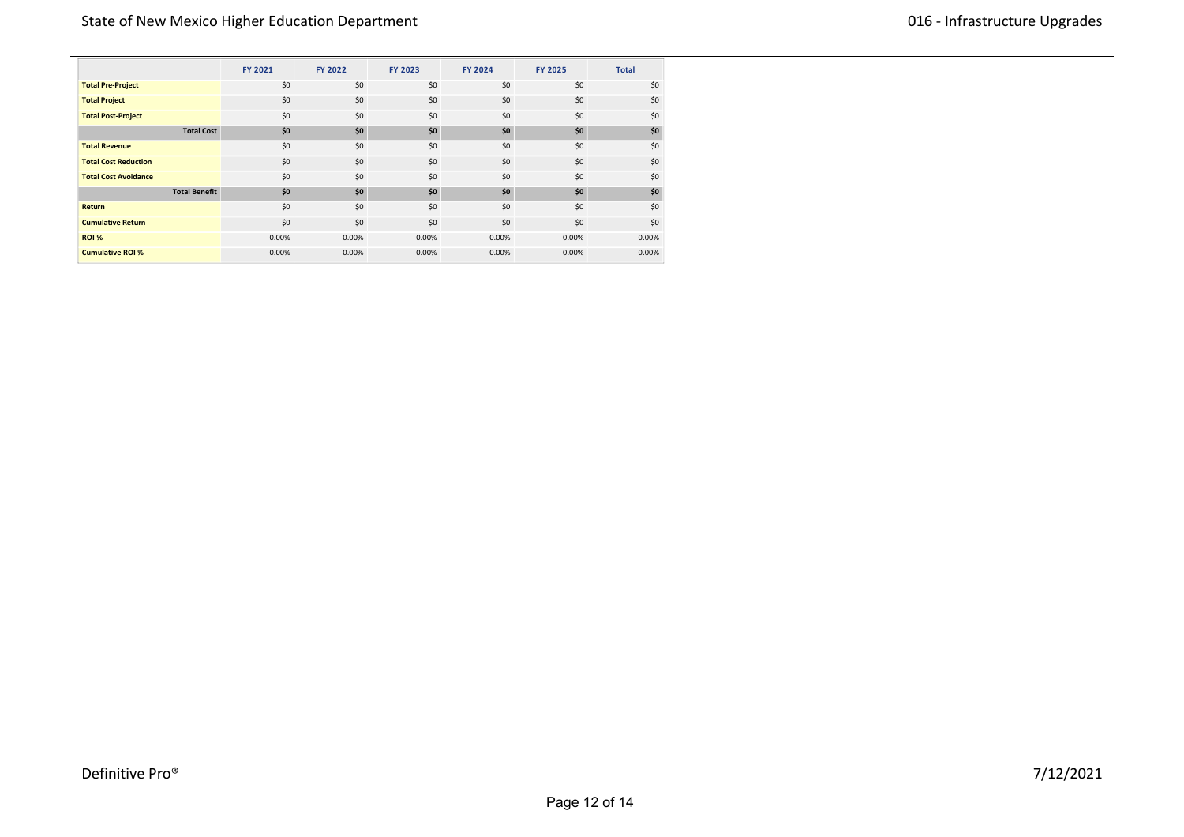| | FY 2021 | FY 2022 | FY 2023 | FY 2024 | FY 2025 | Total |
|---|---|---|---|---|---|---|
| **Total Pre-Project** | $0 | $0 | $0 | $0 | $0 | $0 |
| **Total Project** | $0 | $0 | $0 | $0 | $0 | $0 |
| **Total Post-Project** | $0 | $0 | $0 | $0 | $0 | $0 |
| **Total Cost** | **$0** | **$0** | **$0** | **$0** | **$0** | **$0** |
| **Total Revenue** | $0 | $0 | $0 | $0 | $0 | $0 |
| **Total Cost Reduction** | $0 | $0 | $0 | $0 | $0 | $0 |
| **Total Cost Avoidance** | $0 | $0 | $0 | $0 | $0 | $0 |
| **Total Benefit** | **$0** | **$0** | **$0** | **$0** | **$0** | **$0** |
| **Return** | $0 | $0 | $0 | $0 | $0 | $0 |
| **Cumulative Return** | $0 | $0 | $0 | $0 | $0 | $0 |
| **ROI %** | 0.00% | 0.00% | 0.00% | 0.00% | 0.00% | 0.00% |
| **Cumulative ROI %** | 0.00% | 0.00% | 0.00% | 0.00% | 0.00% | 0.00% |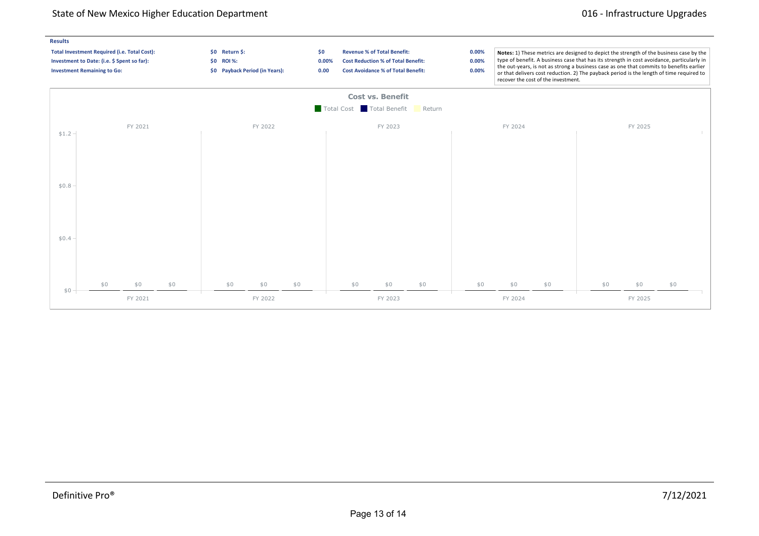**Results**

| | | | | | |
|---|---|---|---|---|---|
| **Total Investment Required (i.e. Total Cost):** | **$0** | **Return $:** | **$0** | **Revenue % of Total Benefit:** | **0.00%** |
| **Investment to Date: (i.e. $ Spent so far):** | **$0** | **ROI %:** | **0.00%** | **Cost Reduction % of Total Benefit:** | **0.00%** |
| **Investment Remaining to Go:** | **$0** | **Payback Period (in Years):** | **0.00** | **Cost Avoidance % of Total Benefit:** | **0.00%** |

**Notes:** 1) These metrics are designed to depict the strength of the business case by the type of benefit. A business case that has its strength in cost avoidance, particularly in the out-years, is not as strong a business case as one that commits to benefits earlier or that delivers cost reduction. 2) The payback period is the length of time required to recover the cost of the investment.

**Cost vs. Benefit**

| | Total Cost | Total Benefit | Return |
|---|---|---|---|
| FY 2021 | $0 | $0 | $0 |
| FY 2022 | $0 | $0 | $0 |
| FY 2023 | $0 | $0 | $0 |
| FY 2024 | $0 | $0 | $0 |
| FY 2025 | $0 | $0 | $0 |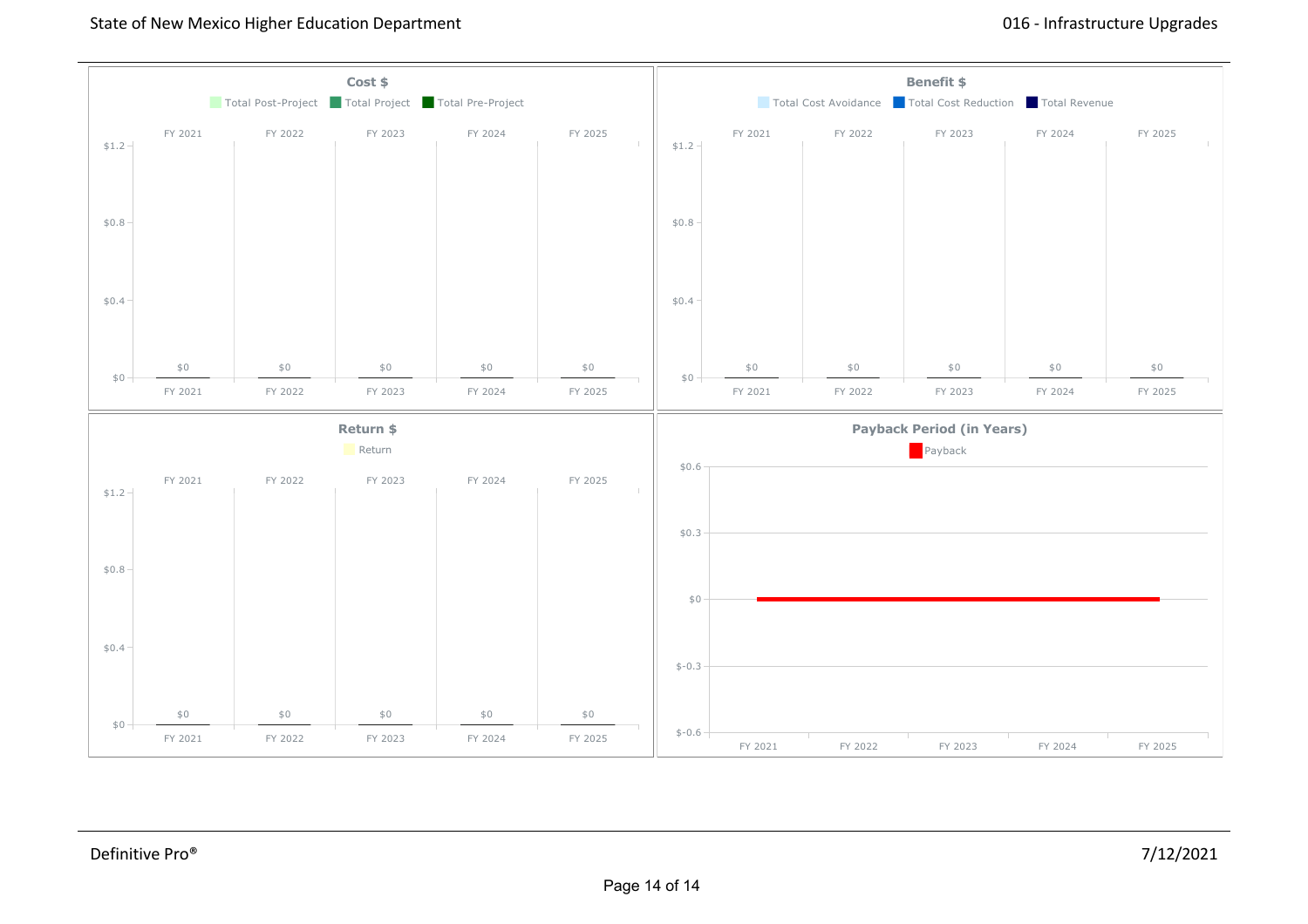**Cost $**

Total Post-Project | Total Project | Total Pre-Project

FY 2021 FY 2022 FY 2023 FY 2024 FY 2025

$1.2
$0.8
$0.4
$0

$0 $0 $0 $0 $0

FY 2021 FY 2022 FY 2023 FY 2024 FY 2025

**Benefit $**

Total Cost Avoidance | Total Cost Reduction | Total Revenue

FY 2021 FY 2022 FY 2023 FY 2024 FY 2025

$1.2
$0.8
$0.4
$0

$0 $0 $0 $0 $0

FY 2021 FY 2022 FY 2023 FY 2024 FY 2025

**Return $**

Return

FY 2021 FY 2022 FY 2023 FY 2024 FY 2025

$1.2
$0.8
$0.4
$0

$0 $0 $0 $0 $0

FY 2021 FY 2022 FY 2023 FY 2024 FY 2025

**Payback Period (in Years)**

Payback

$0.6
$0.3
$0
$-0.3
$-0.6

FY 2021 FY 2022 FY 2023 FY 2024 FY 2025